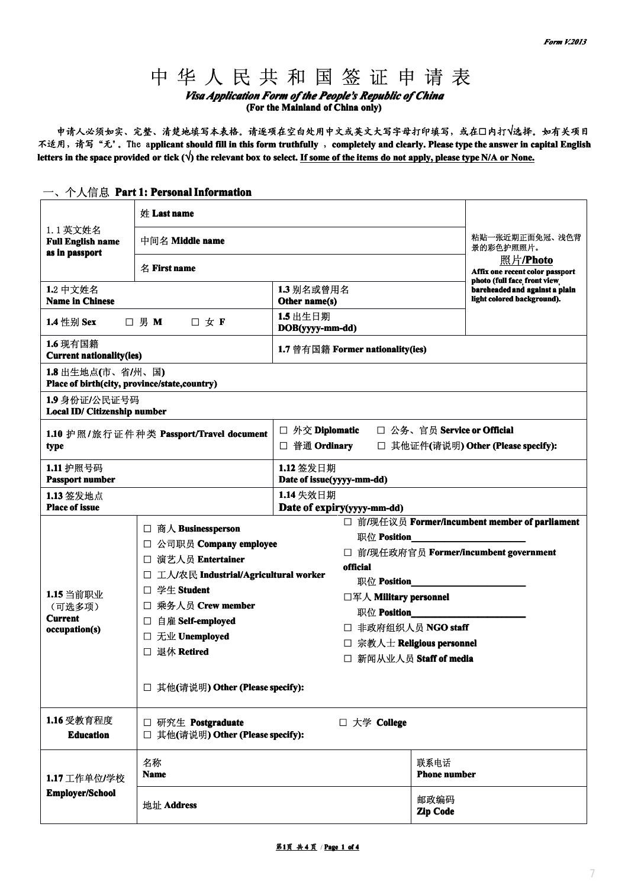# 中 华 人 民 共 和 国 签 证 申 请 表

***Visa Application Form of the People's Republic of China***

**(For the Mainland of China only)**

**申请人必须如实、完整、清楚地填写本表格。请逐项在空白处用中文或英文大写字母打印填写，或在□内打√选择。如有关项目不适用，请写"无"。The applicant should fill in this form truthfully ， completely and clearly. Please type the answer in capital English letters in the space provided or tick (√) the relevant box to select. If some of the items do not apply, please type N/A or None.**

## 一、个人信息 Part 1: Personal Information

| | | | |
|---|---|---|---|
| 1.1 英文姓名 **Full English name as in passport** | 姓 **Last name** | | 粘贴一张近期正面免冠、浅色背景的彩色护照照片。 照片/**Photo** **Affix one recent color passport photo (full face, front view, bareheaded and against a plain light colored background).** |
| | 中间名 **Middle name** | | |
| | 名 **First name** | | |
| **1.2** 中文姓名 **Name in Chinese** | | **1.3** 别名或曾用名 **Other name(s)** | |
| **1.4** 性别 **Sex** □ 男 **M** □ 女 **F** | | **1.5** 出生日期 **DOB(yyyy-mm-dd)** | |
| **1.6** 现有国籍 **Current nationality(ies)** | | **1.7** 曾有国籍 **Former nationality(ies)** | |
| **1.8** 出生地点(市、省/州、国) **Place of birth(city, province/state,country)** | | | |
| **1.9** 身份证/公民证号码 **Local ID/ Citizenship number** | | | |
| **1.10** 护照/旅行证件种类 **Passport/Travel document type** | | □ 外交 **Diplomatic** □ 公务、官员 **Service or Official** □ 普通 **Ordinary** □ 其他证件(请说明) **Other (Please specify):** | |
| **1.11** 护照号码 **Passport number** | | **1.12** 签发日期 **Date of issue(yyyy-mm-dd)** | |
| **1.13** 签发地点 **Place of issue** | | **1.14** 失效日期 **Date of expiry(yyyy-mm-dd)** | |
| **1.15** 当前职业 （可选多项） **Current occupation(s)** | □ 商人 **Businessperson** □ 公司职员 **Company employee** □ 演艺人员 **Entertainer** □ 工人/农民 **Industrial/Agricultural worker** □ 学生 **Student** □ 乘务人员 **Crew member** □ 自雇 **Self-employed** □ 无业 **Unemployed** □ 退休 **Retired** □ 其他(请说明) **Other (Please specify):** | □ 前/现任议员 **Former/incumbent member of parliament** 职位 **Position**\_\_\_\_\_\_\_\_ □ 前/现任政府官员 **Former/incumbent government official** 职位 **Position**\_\_\_\_\_\_\_\_ □军人 **Military personnel** 职位 **Position**\_\_\_\_\_\_\_\_ □ 非政府组织人员 **NGO staff** □ 宗教人士 **Religious personnel** □ 新闻从业人员 **Staff of media** | |
| **1.16** 受教育程度 **Education** | □ 研究生 **Postgraduate** □ 大学 **College** □ 其他(请说明) **Other (Please specify):** | | |
| **1.17** 工作单位/学校 **Employer/School** | 名称 **Name** | 联系电话 **Phone number** | |
| | 地址 **Address** | 邮政编码 **Zip Code** | |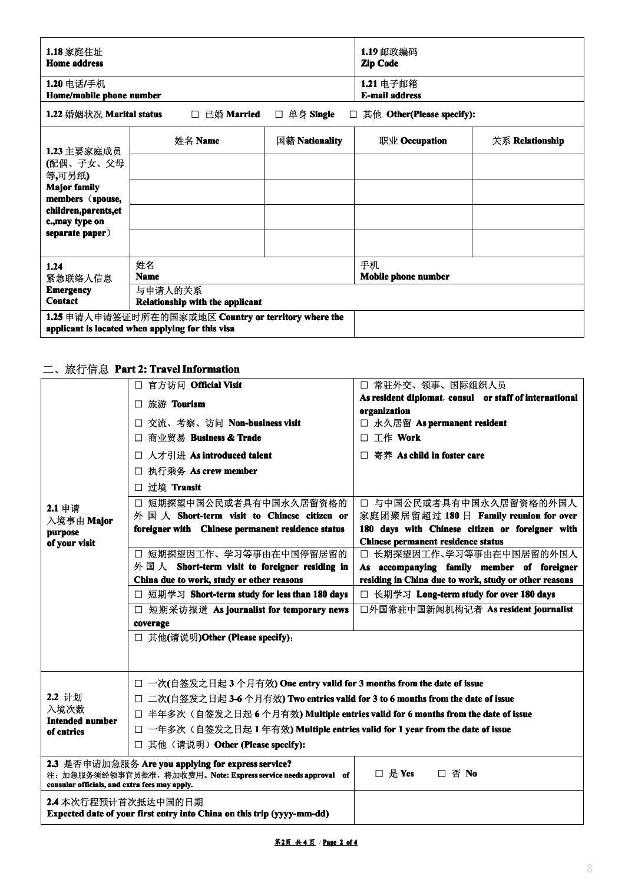| 1.18 家庭住址 **Home address** | | | 1.19 邮政编码 **Zip Code** | |
|---|---|---|---|---|
| 1.20 电话/手机 **Home/mobile phone number** | | | 1.21 电子邮箱 **E-mail address** | |
| 1.22 婚姻状况 **Marital status** | □ 已婚 **Married** | □ 单身 **Single** | □ 其他 **Other(Please specify):** | |
| 1.23 主要家庭成员 **(**配偶、子女、父母等,可另纸**) Major family members（spouse, children,parents,etc.,may type on separate paper）** | 姓名 **Name** | 国籍 **Nationality** | 职业 **Occupation** | 关系 **Relationship** |
| | | | | |
| | | | | |
| | | | | |
| | | | | |
| 1.24 紧急联络人信息 **Emergency Contact** | 姓名 **Name** | | 手机 **Mobile phone number** | |
| | 与申请人的关系 **Relationship with the applicant** | | | |
| 1.25 申请人申请签证时所在的国家或地区 **Country or territory where the applicant is located when applying for this visa** | | | | |

## 二、旅行信息 **Part 2: Travel Information**

| | | |
|---|---|---|
| 2.1 申请入境事由 **Major purpose of your visit** | □ 官方访问 **Official Visit**<br>□ 旅游 **Tourism**<br>□ 交流、考察、访问 **Non-business visit**<br>□ 商业贸易 **Business & Trade**<br>□ 人才引进 **As introduced talent**<br>□ 执行乘务 **As crew member**<br>□ 过境 **Transit** | □ 常驻外交、领事、国际组织人员 **As resident diplomat，consul or staff of international organization**<br>□ 永久居留 **As permanent resident**<br>□ 工作 **Work**<br>□ 寄养 **As child in foster care** |
| | □ 短期探望中国公民或者具有中国永久居留资格的外国人 **Short-term visit to Chinese citizen or foreigner with Chinese permanent residence status** | □ 与中国公民或者具有中国永久居留资格的外国人家庭团聚居留超过 180 日 **Family reunion for over 180 days with Chinese citizen or foreigner with Chinese permanent residence status** |
| | □ 短期探望因工作、学习等事由在中国停留居留的外国人 **Short-term visit to foreigner residing in China due to work, study or other reasons** | □ 长期探望因工作、学习等事由在中国居留的外国人 **As accompanying family member of foreigner residing in China due to work, study or other reasons** |
| | □ 短期学习 **Short-term study for less than 180 days** | □ 长期学习 **Long-term study for over 180 days** |
| | □ 短期采访报道 **As journalist for temporary news coverage** | □外国常驻中国新闻机构记者 **As resident journalist** |
| | □ 其他(请说明)**Other (Please specify)**： | |
| 2.2 计划入境次数 **Intended number of entries** | □ 一次(自签发之日起 3 个月有效) **One entry valid for 3 months from the date of issue**<br>□ 二次(自签发之日起 3-6 个月有效) **Two entries valid for 3 to 6 months from the date of issue**<br>□ 半年多次（自签发之日起 6 个月有效) **Multiple entries valid for 6 months from the date of issue**<br>□ 一年多次（自签发之日起 1 年有效) **Multiple entries valid for 1 year from the date of issue**<br>□ 其他（请说明）**Other (Please specify):** | |
| 2.3 是否申请加急服务 **Are you applying for express service?**<br>注：加急服务须经领事官员批准，将加收费用。**Note: Express service needs approval of consular officials, and extra fees may apply.** | | □ 是 **Yes** □ 否 **No** |
| 2.4 本次行程预计首次抵达中国的日期 **Expected date of your first entry into China on this trip (yyyy-mm-dd)** | | |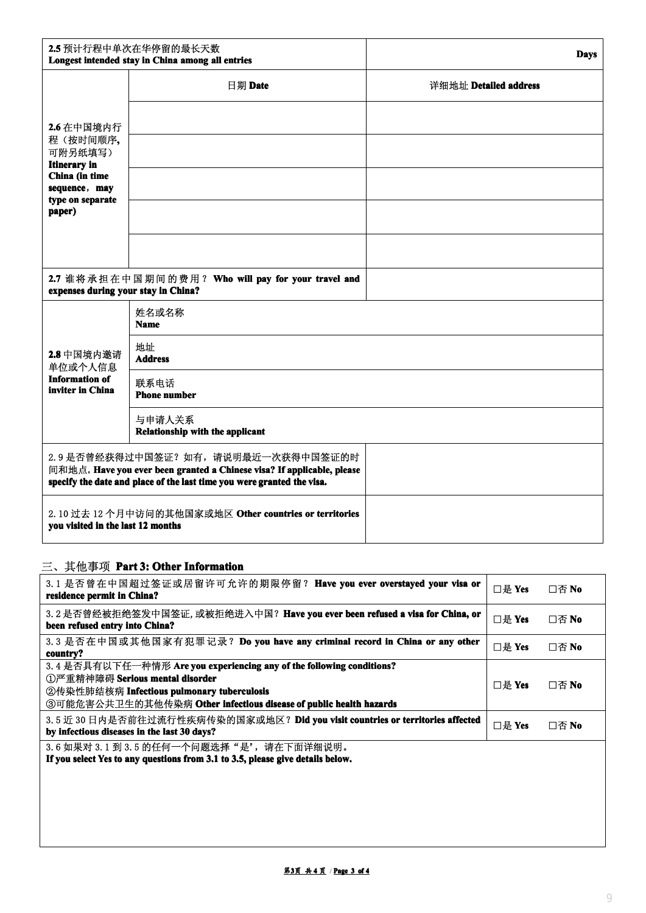| **2.5** 预计行程中单次在华停留的最长天数<br>**Longest intended stay in China among all entries** | | **Days** |
|---|---|---|
| **2.6** 在中国境内行程（按时间顺序,可附另纸填写）<br>**Itinerary in China (in time sequence，may type on separate paper)** | 日期 **Date** | 详细地址 **Detailed address** |
| | | |
| | | |
| | | |
| | | |
| | | |
| **2.7** 谁将承担在中国期间的费用？ **Who will pay for your travel and expenses during your stay in China?** | | |
| **2.8** 中国境内邀请单位或个人信息<br>**Information of inviter in China** | 姓名或名称<br>**Name** | |
| | 地址<br>**Address** | |
| | 联系电话<br>**Phone number** | |
| | 与申请人关系<br>**Relationship with the applicant** | |
| 2.9 是否曾经获得过中国签证？如有，请说明最近一次获得中国签证的时间和地点。**Have you ever been granted a Chinese visa? If applicable, please specify the date and place of the last time you were granted the visa.** | | |
| 2.10 过去 12 个月中访问的其他国家或地区 **Other countries or territories you visited in the last 12 months** | | |

## 三、其他事项 Part 3: Other Information

| | |
|---|---|
| 3.1 是否曾在中国超过签证或居留许可允许的期限停留？ **Have you ever overstayed your visa or residence permit in China?** | □是 **Yes** □否 **No** |
| 3.2 是否曾经被拒绝签发中国签证, 或被拒绝进入中国？**Have you ever been refused a visa for China, or been refused entry into China?** | □是 **Yes** □否 **No** |
| 3.3 是否在中国或其他国家有犯罪记录？**Do you have any criminal record in China or any other country?** | □是 **Yes** □否 **No** |
| 3.4 是否具有以下任一种情形 **Are you experiencing any of the following conditions?**<br>①严重精神障碍 **Serious mental disorder**<br>②传染性肺结核病 **Infectious pulmonary tuberculosis**<br>③可能危害公共卫生的其他传染病 **Other infectious disease of public health hazards** | □是 **Yes** □否 **No** |
| 3.5 近 30 日内是否前往过流行性疾病传染的国家或地区？**Did you visit countries or territories affected by infectious diseases in the last 30 days?** | □是 **Yes** □否 **No** |
| 3.6 如果对 3.1 到 3.5 的任何一个问题选择“是"，请在下面详细说明。<br>**If you select Yes to any questions from 3.1 to 3.5, please give details below.** | |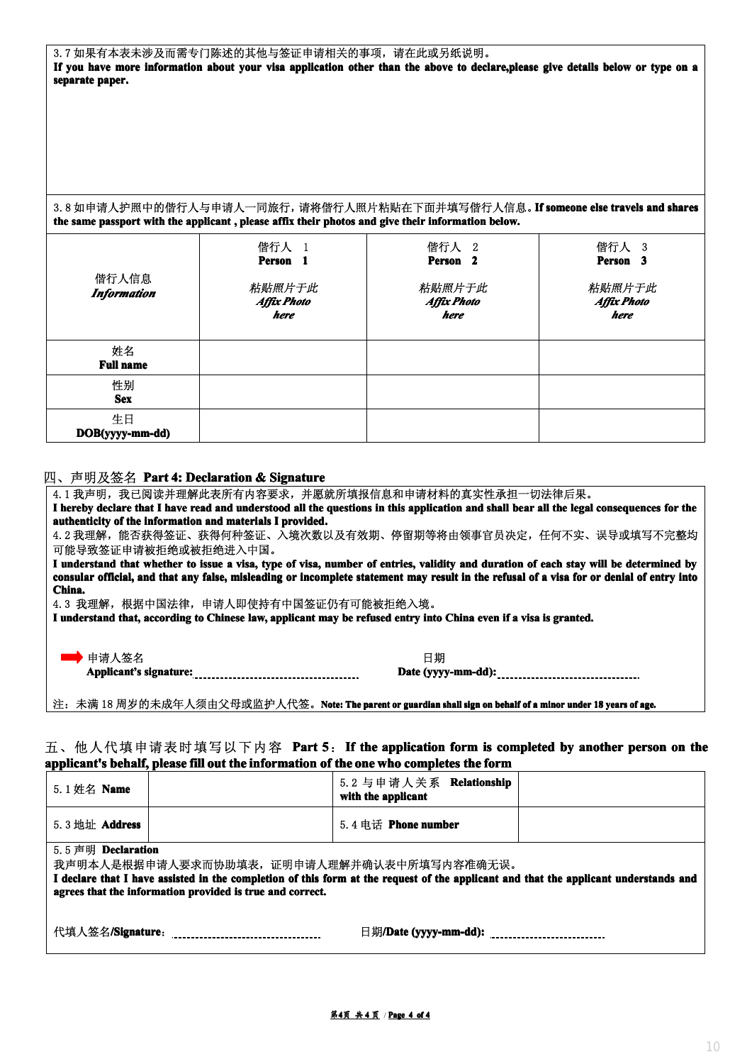3.7 如果有本表未涉及而需专门陈述的其他与签证申请相关的事项，请在此或另纸说明。
**If you have more information about your visa application other than the above to declare,please give details below or type on a separate paper.**

3.8 如申请人护照中的偕行人与申请人一同旅行，请将偕行人照片粘贴在下面并填写偕行人信息。**If someone else travels and shares the same passport with the applicant , please affix their photos and give their information below.**

| 偕行人信息 ***Information*** | 偕行人 1 **Person 1** 粘贴照片于此 ***Affix Photo here*** | 偕行人 2 **Person 2** 粘贴照片于此 ***Affix Photo here*** | 偕行人 3 **Person 3** 粘贴照片于此 ***Affix Photo here*** |
|---|---|---|---|
| 姓名 **Full name** | | | |
| 性别 **Sex** | | | |
| 生日 **DOB(yyyy-mm-dd)** | | | |

## 四、声明及签名 Part 4: Declaration & Signature

4.1 我声明，我已阅读并理解此表所有内容要求，并愿就所填报信息和申请材料的真实性承担一切法律后果。
**I hereby declare that I have read and understood all the questions in this application and shall bear all the legal consequences for the authenticity of the information and materials I provided.**

4.2 我理解，能否获得签证、获得何种签证、入境次数以及有效期、停留期等将由领事官员决定，任何不实、误导或填写不完整均可能导致签证申请被拒绝或被拒绝进入中国。
**I understand that whether to issue a visa, type of visa, number of entries, validity and duration of each stay will be determined by consular official, and that any false, misleading or incomplete statement may result in the refusal of a visa for or denial of entry into China.**

4.3 我理解，根据中国法律，申请人即使持有中国签证仍有可能被拒绝入境。
**I understand that, according to Chinese law, applicant may be refused entry into China even if a visa is granted.**

申请人签名 **Applicant's signature:** ________________ 日期 **Date (yyyy-mm-dd):** ________________

注：未满 18 周岁的未成年人须由父母或监护人代签。**Note: The parent or guardian shall sign on behalf of a minor under 18 years of age.**

## 五、他人代填申请表时填写以下内容 Part 5：If the application form is completed by another person on the applicant's behalf, please fill out the information of the one who completes the form

| | | | |
|---|---|---|---|
| 5.1 姓名 **Name** | | 5.2 与申请人关系 **Relationship with the applicant** | |
| 5.3 地址 **Address** | | 5.4 电话 **Phone number** | |

5.5 声明 **Declaration**
我声明本人是根据申请人要求而协助填表，证明申请人理解并确认表中所填写内容准确无误。
**I declare that I have assisted in the completion of this form at the request of the applicant and that the applicant understands and agrees that the information provided is true and correct.**

代填人签名/**Signature**：________________ 日期/**Date (yyyy-mm-dd):** ________________